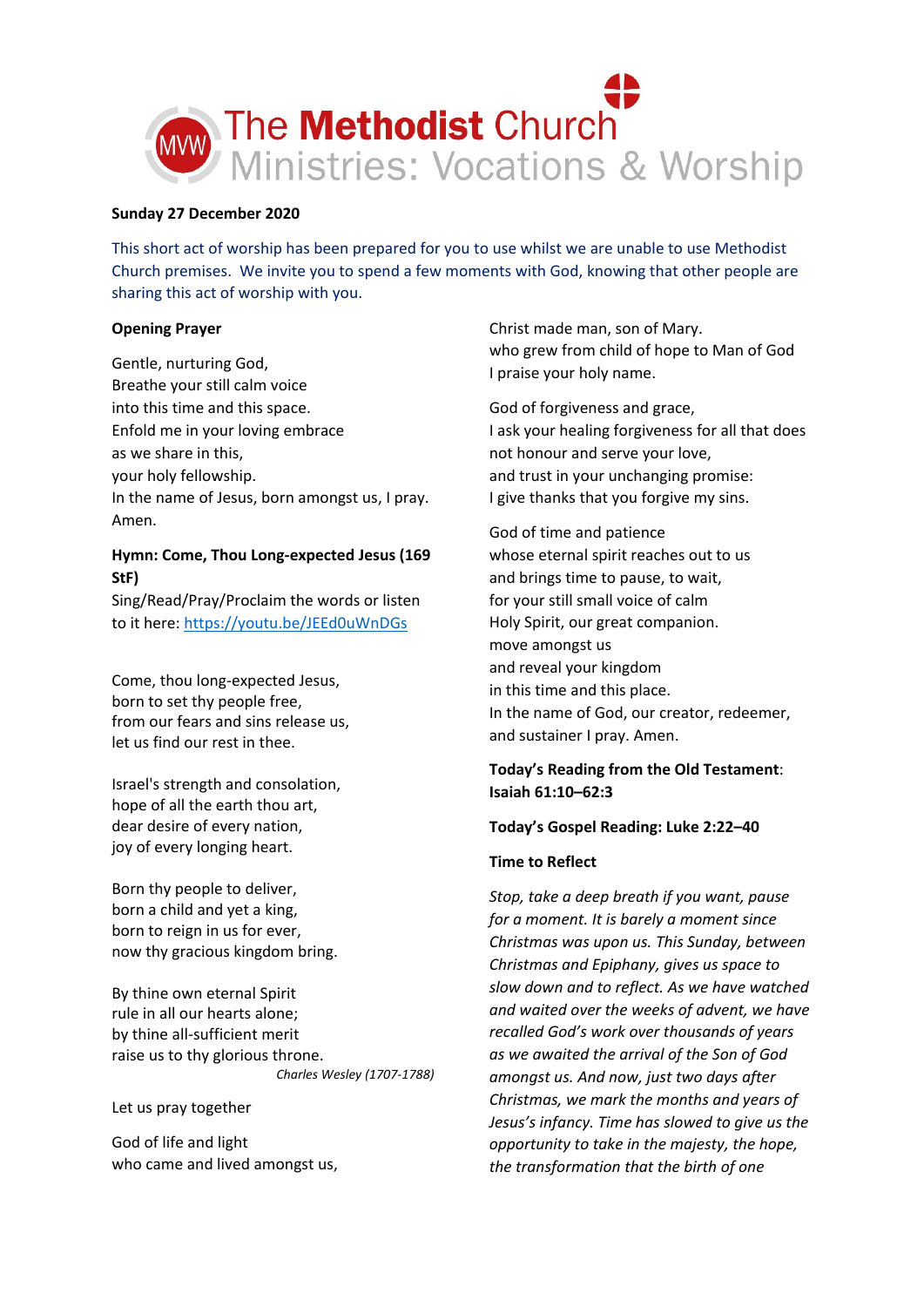The Methodist Church
Ministries: Vocations & Worship

**Sunday 27 December 2020**

This short act of worship has been prepared for you to use whilst we are unable to use Methodist Church premises. We invite you to spend a few moments with God, knowing that other people are sharing this act of worship with you.

**Opening Prayer**

Gentle, nurturing God,
Breathe your still calm voice
into this time and this space.
Enfold me in your loving embrace
as we share in this,
your holy fellowship.
In the name of Jesus, born amongst us, I pray.
Amen.

**Hymn: Come, Thou Long-expected Jesus (169 StF)**
Sing/Read/Pray/Proclaim the words or listen to it here: [https://youtu.be/JEEd0uWnDGs](https://youtu.be/JEEd0uWnDGs)

Come, thou long-expected Jesus,
born to set thy people free,
from our fears and sins release us,
let us find our rest in thee.

Israel's strength and consolation,
hope of all the earth thou art,
dear desire of every nation,
joy of every longing heart.

Born thy people to deliver,
born a child and yet a king,
born to reign in us for ever,
now thy gracious kingdom bring.

By thine own eternal Spirit
rule in all our hearts alone;
by thine all-sufficient merit
raise us to thy glorious throne.
*Charles Wesley (1707-1788)*

Let us pray together

God of life and light
who came and lived amongst us,
Christ made man, son of Mary.
who grew from child of hope to Man of God
I praise your holy name.

God of forgiveness and grace,
I ask your healing forgiveness for all that does not honour and serve your love,
and trust in your unchanging promise:
I give thanks that you forgive my sins.

God of time and patience
whose eternal spirit reaches out to us
and brings time to pause, to wait,
for your still small voice of calm
Holy Spirit, our great companion.
move amongst us
and reveal your kingdom
in this time and this place.
In the name of God, our creator, redeemer, and sustainer I pray. Amen.

**Today's Reading from the Old Testament**: **Isaiah 61:10–62:3**

**Today's Gospel Reading: Luke 2:22–40**

**Time to Reflect**

*Stop, take a deep breath if you want, pause for a moment. It is barely a moment since Christmas was upon us. This Sunday, between Christmas and Epiphany, gives us space to slow down and to reflect. As we have watched and waited over the weeks of advent, we have recalled God's work over thousands of years as we awaited the arrival of the Son of God amongst us. And now, just two days after Christmas, we mark the months and years of Jesus's infancy. Time has slowed to give us the opportunity to take in the majesty, the hope, the transformation that the birth of one*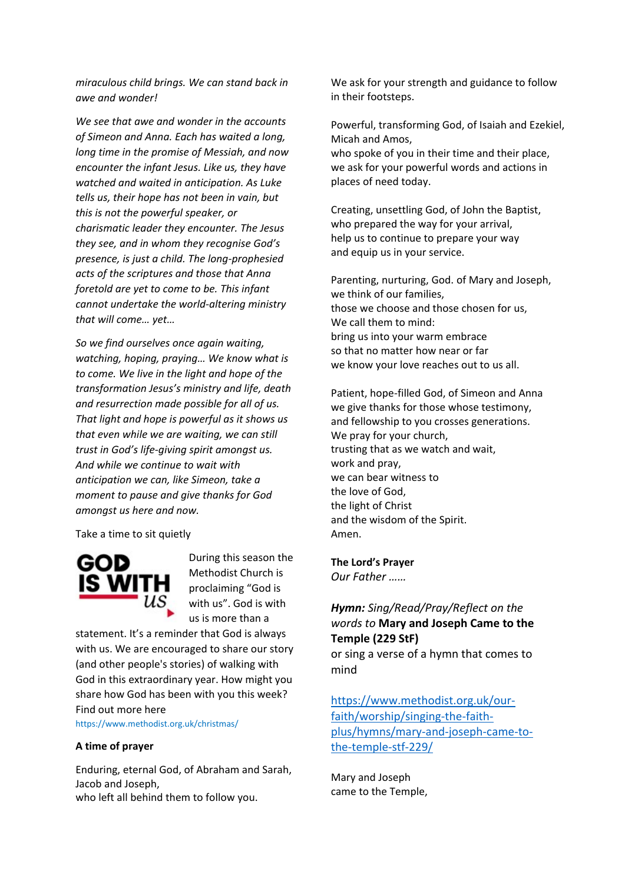*miraculous child brings. We can stand back in awe and wonder!*

*We see that awe and wonder in the accounts of Simeon and Anna. Each has waited a long, long time in the promise of Messiah, and now encounter the infant Jesus. Like us, they have watched and waited in anticipation. As Luke tells us, their hope has not been in vain, but this is not the powerful speaker, or charismatic leader they encounter. The Jesus they see, and in whom they recognise God's presence, is just a child. The long-prophesied acts of the scriptures and those that Anna foretold are yet to come to be. This infant cannot undertake the world-altering ministry that will come… yet…*

*So we find ourselves once again waiting, watching, hoping, praying… We know what is to come. We live in the light and hope of the transformation Jesus's ministry and life, death and resurrection made possible for all of us. That light and hope is powerful as it shows us that even while we are waiting, we can still trust in God's life-giving spirit amongst us. And while we continue to wait with anticipation we can, like Simeon, take a moment to pause and give thanks for God amongst us here and now.*

Take a time to sit quietly

GOD IS WITH US

During this season the Methodist Church is proclaiming "God is with us". God is with us is more than a statement. It's a reminder that God is always with us. We are encouraged to share our story (and other people's stories) of walking with God in this extraordinary year. How might you share how God has been with you this week? Find out more here
https://www.methodist.org.uk/christmas/

**A time of prayer**

Enduring, eternal God, of Abraham and Sarah, Jacob and Joseph,
who left all behind them to follow you.
We ask for your strength and guidance to follow in their footsteps.

Powerful, transforming God, of Isaiah and Ezekiel, Micah and Amos,
who spoke of you in their time and their place,
we ask for your powerful words and actions in places of need today.

Creating, unsettling God, of John the Baptist,
who prepared the way for your arrival,
help us to continue to prepare your way
and equip us in your service.

Parenting, nurturing, God. of Mary and Joseph,
we think of our families,
those we choose and those chosen for us,
We call them to mind:
bring us into your warm embrace
so that no matter how near or far
we know your love reaches out to us all.

Patient, hope-filled God, of Simeon and Anna
we give thanks for those whose testimony,
and fellowship to you crosses generations.
We pray for your church,
trusting that as we watch and wait,
work and pray,
we can bear witness to
the love of God,
the light of Christ
and the wisdom of the Spirit.
Amen.

**The Lord's Prayer**
*Our Father ……*

***Hymn:*** *Sing/Read/Pray/Reflect on the words to* **Mary and Joseph Came to the Temple (229 StF)**
or sing a verse of a hymn that comes to mind

https://www.methodist.org.uk/our-faith/worship/singing-the-faith-plus/hymns/mary-and-joseph-came-to-the-temple-stf-229/

Mary and Joseph
came to the Temple,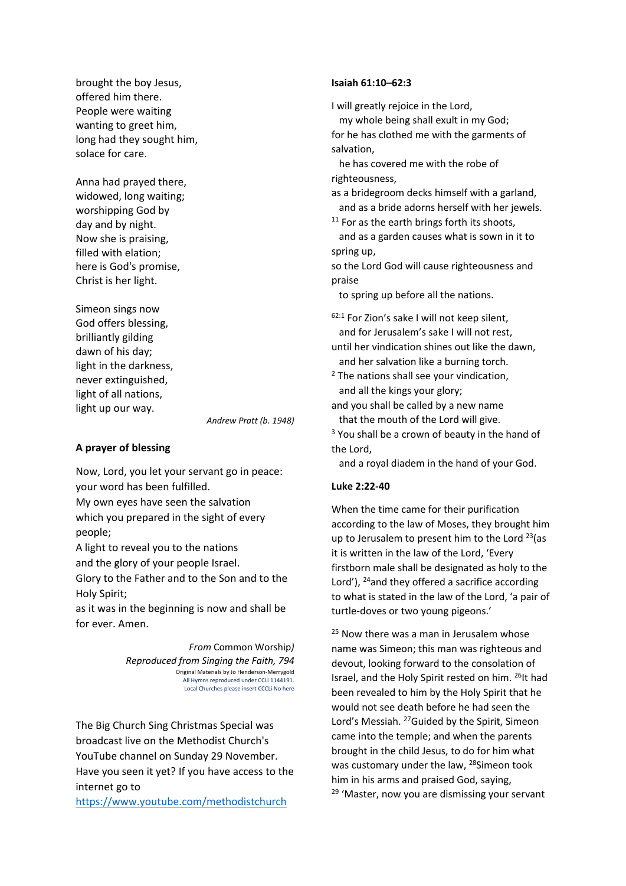brought the boy Jesus,
offered him there.
People were waiting
wanting to greet him,
long had they sought him,
solace for care.

Anna had prayed there,
widowed, long waiting;
worshipping God by
day and by night.
Now she is praising,
filled with elation;
here is God's promise,
Christ is her light.

Simeon sings now
God offers blessing,
brilliantly gilding
dawn of his day;
light in the darkness,
never extinguished,
light of all nations,
light up our way.

*Andrew Pratt (b. 1948)*

**A prayer of blessing**

Now, Lord, you let your servant go in peace:
your word has been fulfilled.
My own eyes have seen the salvation
which you prepared in the sight of every people;
A light to reveal you to the nations
and the glory of your people Israel.
Glory to the Father and to the Son and to the Holy Spirit;
as it was in the beginning is now and shall be for ever. Amen.

*From* Common Worship*)*
*Reproduced from Singing the Faith, 794*
Original Materials by Jo Henderson-Merrygold
All Hymns reproduced under CCLi 1144191.
Local Churches please insert CCCLi No here

The Big Church Sing Christmas Special was broadcast live on the Methodist Church's YouTube channel on Sunday 29 November. Have you seen it yet? If you have access to the internet go to
https://www.youtube.com/methodistchurch

**Isaiah 61:10–62:3**

I will greatly rejoice in the Lord,
my whole being shall exult in my God;
for he has clothed me with the garments of salvation,
he has covered me with the robe of righteousness,
as a bridegroom decks himself with a garland,
and as a bride adorns herself with her jewels.
[11] For as the earth brings forth its shoots,
and as a garden causes what is sown in it to spring up,
so the Lord God will cause righteousness and praise
to spring up before all the nations.

[62:1] For Zion's sake I will not keep silent,
and for Jerusalem's sake I will not rest,
until her vindication shines out like the dawn,
and her salvation like a burning torch.
[2] The nations shall see your vindication,
and all the kings your glory;
and you shall be called by a new name
that the mouth of the Lord will give.
[3] You shall be a crown of beauty in the hand of the Lord,
and a royal diadem in the hand of your God.

**Luke 2:22-40**

When the time came for their purification according to the law of Moses, they brought him up to Jerusalem to present him to the Lord [23](as it is written in the law of the Lord, 'Every firstborn male shall be designated as holy to the Lord'), [24]and they offered a sacrifice according to what is stated in the law of the Lord, 'a pair of turtle-doves or two young pigeons.'

[25] Now there was a man in Jerusalem whose name was Simeon; this man was righteous and devout, looking forward to the consolation of Israel, and the Holy Spirit rested on him. [26]It had been revealed to him by the Holy Spirit that he would not see death before he had seen the Lord's Messiah. [27]Guided by the Spirit, Simeon came into the temple; and when the parents brought in the child Jesus, to do for him what was customary under the law, [28]Simeon took him in his arms and praised God, saying,
[29] 'Master, now you are dismissing your servant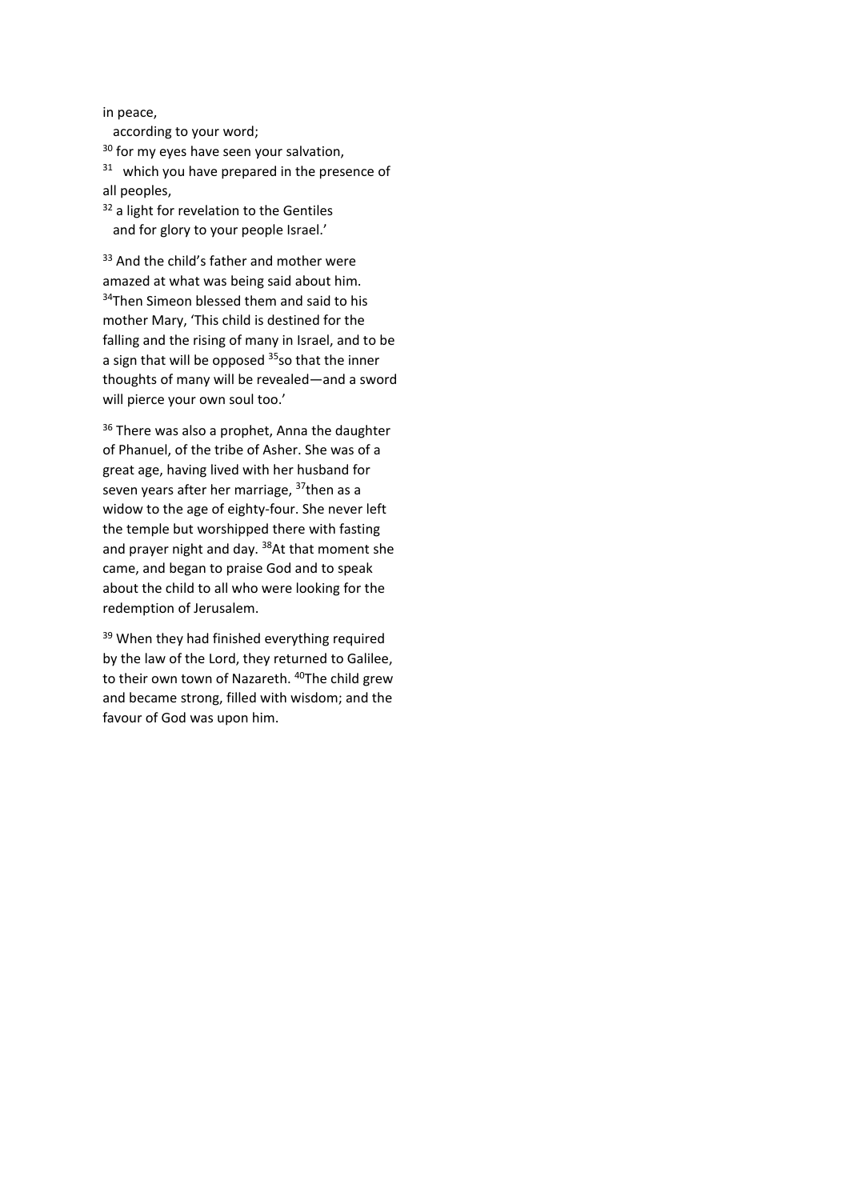in peace,
  according to your word;
[30] for my eyes have seen your salvation,
[31] which you have prepared in the presence of all peoples,
[32] a light for revelation to the Gentiles
  and for glory to your people Israel.'

[33] And the child's father and mother were amazed at what was being said about him. [34]Then Simeon blessed them and said to his mother Mary, 'This child is destined for the falling and the rising of many in Israel, and to be a sign that will be opposed [35]so that the inner thoughts of many will be revealed—and a sword will pierce your own soul too.'

[36] There was also a prophet, Anna the daughter of Phanuel, of the tribe of Asher. She was of a great age, having lived with her husband for seven years after her marriage, [37]then as a widow to the age of eighty-four. She never left the temple but worshipped there with fasting and prayer night and day. [38]At that moment she came, and began to praise God and to speak about the child to all who were looking for the redemption of Jerusalem.

[39] When they had finished everything required by the law of the Lord, they returned to Galilee, to their own town of Nazareth. [40]The child grew and became strong, filled with wisdom; and the favour of God was upon him.